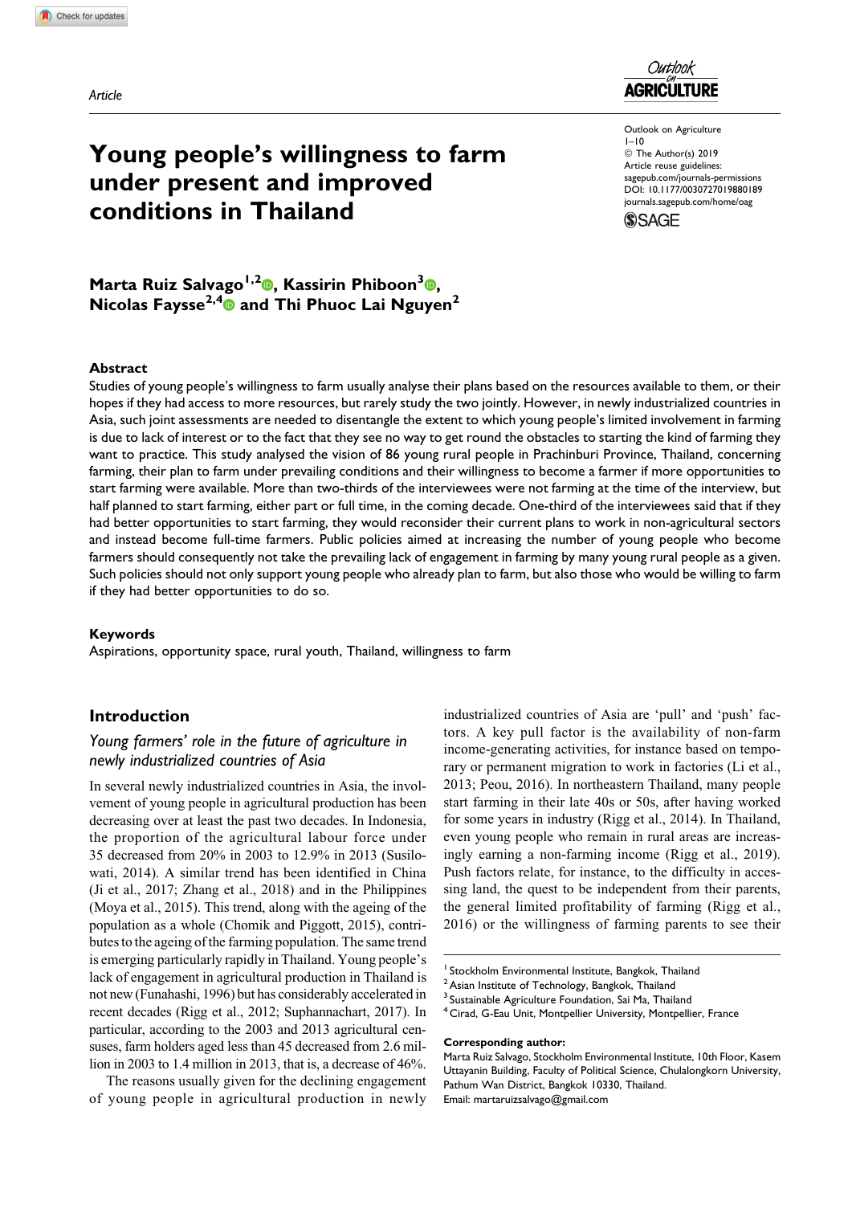Article

# Young people's willingness to farm under present and improved conditions in Thailand

Outlook on Agriculture
1–10
© The Author(s) 2019
Article reuse guidelines:
sagepub.com/journals-permissions
DOI: 10.1177/0030727019880189
journals.sagepub.com/home/oag

**Marta Ruiz Salvago[1,2], Kassirin Phiboon[3], Nicolas Faysse[2,4] and Thi Phuoc Lai Nguyen[2]**

## Abstract

Studies of young people's willingness to farm usually analyse their plans based on the resources available to them, or their hopes if they had access to more resources, but rarely study the two jointly. However, in newly industrialized countries in Asia, such joint assessments are needed to disentangle the extent to which young people's limited involvement in farming is due to lack of interest or to the fact that they see no way to get round the obstacles to starting the kind of farming they want to practice. This study analysed the vision of 86 young rural people in Prachinburi Province, Thailand, concerning farming, their plan to farm under prevailing conditions and their willingness to become a farmer if more opportunities to start farming were available. More than two-thirds of the interviewees were not farming at the time of the interview, but half planned to start farming, either part or full time, in the coming decade. One-third of the interviewees said that if they had better opportunities to start farming, they would reconsider their current plans to work in non-agricultural sectors and instead become full-time farmers. Public policies aimed at increasing the number of young people who become farmers should consequently not take the prevailing lack of engagement in farming by many young rural people as a given. Such policies should not only support young people who already plan to farm, but also those who would be willing to farm if they had better opportunities to do so.

## Keywords

Aspirations, opportunity space, rural youth, Thailand, willingness to farm

## Introduction

### *Young farmers' role in the future of agriculture in newly industrialized countries of Asia*

In several newly industrialized countries in Asia, the involvement of young people in agricultural production has been decreasing over at least the past two decades. In Indonesia, the proportion of the agricultural labour force under 35 decreased from 20% in 2003 to 12.9% in 2013 (Susilowati, 2014). A similar trend has been identified in China (Ji et al., 2017; Zhang et al., 2018) and in the Philippines (Moya et al., 2015). This trend, along with the ageing of the population as a whole (Chomik and Piggott, 2015), contributes to the ageing of the farming population. The same trend is emerging particularly rapidly in Thailand. Young people's lack of engagement in agricultural production in Thailand is not new (Funahashi, 1996) but has considerably accelerated in recent decades (Rigg et al., 2012; Suphannachart, 2017). In particular, according to the 2003 and 2013 agricultural censuses, farm holders aged less than 45 decreased from 2.6 million in 2003 to 1.4 million in 2013, that is, a decrease of 46%.

The reasons usually given for the declining engagement of young people in agricultural production in newly industrialized countries of Asia are 'pull' and 'push' factors. A key pull factor is the availability of non-farm income-generating activities, for instance based on temporary or permanent migration to work in factories (Li et al., 2013; Peou, 2016). In northeastern Thailand, many people start farming in their late 40s or 50s, after having worked for some years in industry (Rigg et al., 2014). In Thailand, even young people who remain in rural areas are increasingly earning a non-farming income (Rigg et al., 2019). Push factors relate, for instance, to the difficulty in accessing land, the quest to be independent from their parents, the general limited profitability of farming (Rigg et al., 2016) or the willingness of farming parents to see their

[1] Stockholm Environmental Institute, Bangkok, Thailand
[2] Asian Institute of Technology, Bangkok, Thailand
[3] Sustainable Agriculture Foundation, Sai Ma, Thailand
[4] Cirad, G-Eau Unit, Montpellier University, Montpellier, France

**Corresponding author:**
Marta Ruiz Salvago, Stockholm Environmental Institute, 10th Floor, Kasem Uttayanin Building, Faculty of Political Science, Chulalongkorn University, Pathum Wan District, Bangkok 10330, Thailand.
Email: martaruizsalvago@gmail.com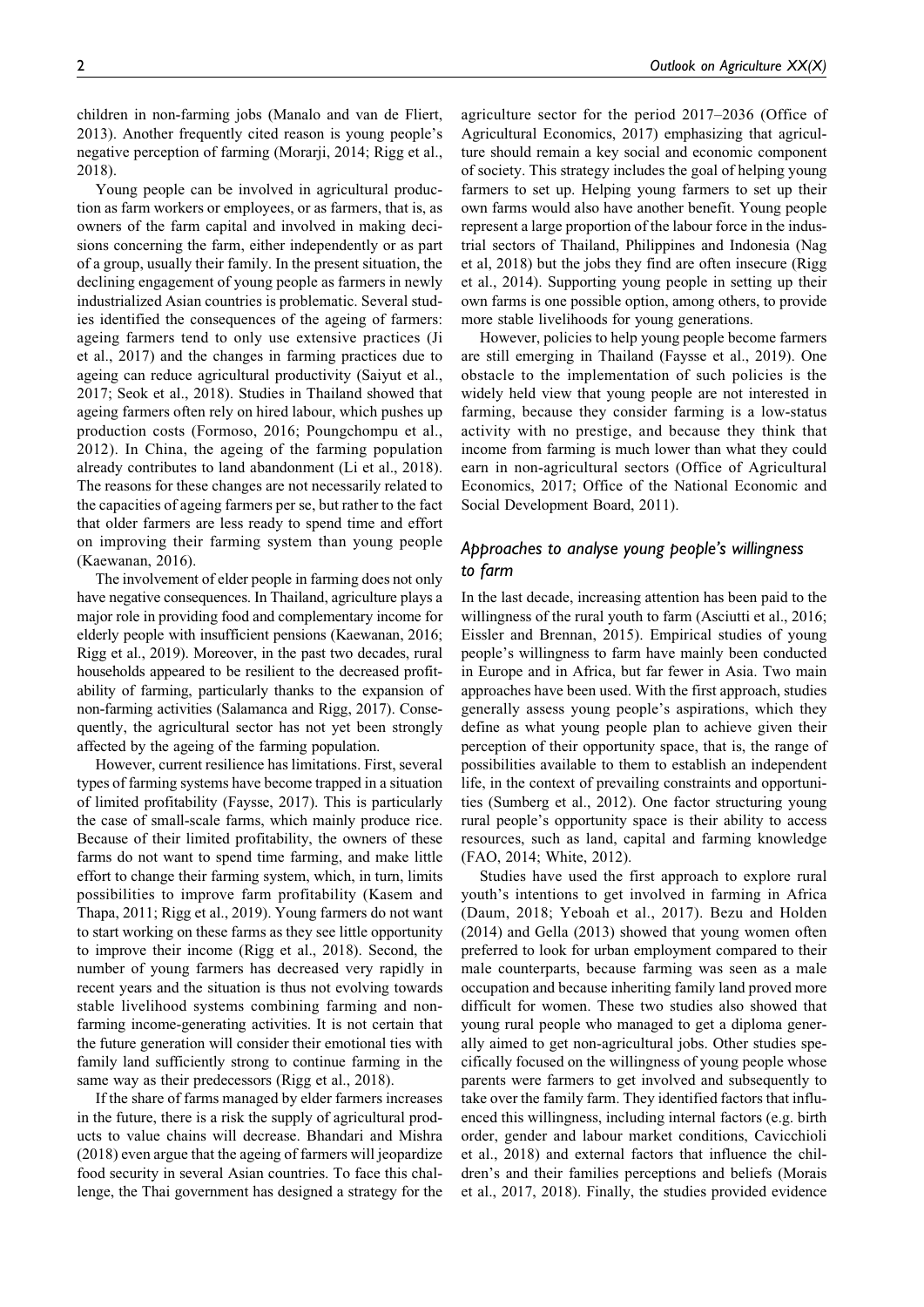children in non-farming jobs (Manalo and van de Fliert, 2013). Another frequently cited reason is young people's negative perception of farming (Morarji, 2014; Rigg et al., 2018).

Young people can be involved in agricultural production as farm workers or employees, or as farmers, that is, as owners of the farm capital and involved in making decisions concerning the farm, either independently or as part of a group, usually their family. In the present situation, the declining engagement of young people as farmers in newly industrialized Asian countries is problematic. Several studies identified the consequences of the ageing of farmers: ageing farmers tend to only use extensive practices (Ji et al., 2017) and the changes in farming practices due to ageing can reduce agricultural productivity (Saiyut et al., 2017; Seok et al., 2018). Studies in Thailand showed that ageing farmers often rely on hired labour, which pushes up production costs (Formoso, 2016; Poungchompu et al., 2012). In China, the ageing of the farming population already contributes to land abandonment (Li et al., 2018). The reasons for these changes are not necessarily related to the capacities of ageing farmers per se, but rather to the fact that older farmers are less ready to spend time and effort on improving their farming system than young people (Kaewanan, 2016).

The involvement of elder people in farming does not only have negative consequences. In Thailand, agriculture plays a major role in providing food and complementary income for elderly people with insufficient pensions (Kaewanan, 2016; Rigg et al., 2019). Moreover, in the past two decades, rural households appeared to be resilient to the decreased profitability of farming, particularly thanks to the expansion of non-farming activities (Salamanca and Rigg, 2017). Consequently, the agricultural sector has not yet been strongly affected by the ageing of the farming population.

However, current resilience has limitations. First, several types of farming systems have become trapped in a situation of limited profitability (Faysse, 2017). This is particularly the case of small-scale farms, which mainly produce rice. Because of their limited profitability, the owners of these farms do not want to spend time farming, and make little effort to change their farming system, which, in turn, limits possibilities to improve farm profitability (Kasem and Thapa, 2011; Rigg et al., 2019). Young farmers do not want to start working on these farms as they see little opportunity to improve their income (Rigg et al., 2018). Second, the number of young farmers has decreased very rapidly in recent years and the situation is thus not evolving towards stable livelihood systems combining farming and non-farming income-generating activities. It is not certain that the future generation will consider their emotional ties with family land sufficiently strong to continue farming in the same way as their predecessors (Rigg et al., 2018).

If the share of farms managed by elder farmers increases in the future, there is a risk the supply of agricultural products to value chains will decrease. Bhandari and Mishra (2018) even argue that the ageing of farmers will jeopardize food security in several Asian countries. To face this challenge, the Thai government has designed a strategy for the agriculture sector for the period 2017–2036 (Office of Agricultural Economics, 2017) emphasizing that agriculture should remain a key social and economic component of society. This strategy includes the goal of helping young farmers to set up. Helping young farmers to set up their own farms would also have another benefit. Young people represent a large proportion of the labour force in the industrial sectors of Thailand, Philippines and Indonesia (Nag et al, 2018) but the jobs they find are often insecure (Rigg et al., 2014). Supporting young people in setting up their own farms is one possible option, among others, to provide more stable livelihoods for young generations.

However, policies to help young people become farmers are still emerging in Thailand (Faysse et al., 2019). One obstacle to the implementation of such policies is the widely held view that young people are not interested in farming, because they consider farming is a low-status activity with no prestige, and because they think that income from farming is much lower than what they could earn in non-agricultural sectors (Office of Agricultural Economics, 2017; Office of the National Economic and Social Development Board, 2011).

## *Approaches to analyse young people's willingness to farm*

In the last decade, increasing attention has been paid to the willingness of the rural youth to farm (Asciutti et al., 2016; Eissler and Brennan, 2015). Empirical studies of young people's willingness to farm have mainly been conducted in Europe and in Africa, but far fewer in Asia. Two main approaches have been used. With the first approach, studies generally assess young people's aspirations, which they define as what young people plan to achieve given their perception of their opportunity space, that is, the range of possibilities available to them to establish an independent life, in the context of prevailing constraints and opportunities (Sumberg et al., 2012). One factor structuring young rural people's opportunity space is their ability to access resources, such as land, capital and farming knowledge (FAO, 2014; White, 2012).

Studies have used the first approach to explore rural youth's intentions to get involved in farming in Africa (Daum, 2018; Yeboah et al., 2017). Bezu and Holden (2014) and Gella (2013) showed that young women often preferred to look for urban employment compared to their male counterparts, because farming was seen as a male occupation and because inheriting family land proved more difficult for women. These two studies also showed that young rural people who managed to get a diploma generally aimed to get non-agricultural jobs. Other studies specifically focused on the willingness of young people whose parents were farmers to get involved and subsequently to take over the family farm. They identified factors that influenced this willingness, including internal factors (e.g. birth order, gender and labour market conditions, Cavicchioli et al., 2018) and external factors that influence the children's and their families perceptions and beliefs (Morais et al., 2017, 2018). Finally, the studies provided evidence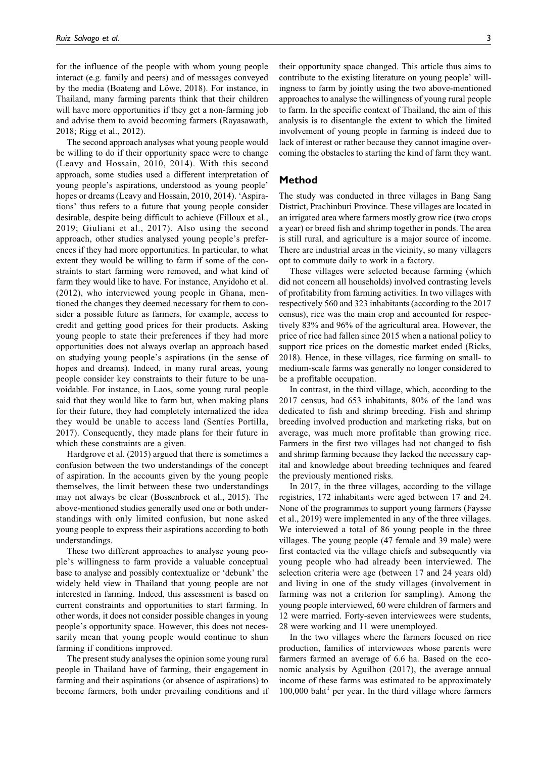for the influence of the people with whom young people interact (e.g. family and peers) and of messages conveyed by the media (Boateng and Löwe, 2018). For instance, in Thailand, many farming parents think that their children will have more opportunities if they get a non-farming job and advise them to avoid becoming farmers (Rayasawath, 2018; Rigg et al., 2012).

The second approach analyses what young people would be willing to do if their opportunity space were to change (Leavy and Hossain, 2010, 2014). With this second approach, some studies used a different interpretation of young people's aspirations, understood as young people' hopes or dreams (Leavy and Hossain, 2010, 2014). 'Aspirations' thus refers to a future that young people consider desirable, despite being difficult to achieve (Filloux et al., 2019; Giuliani et al., 2017). Also using the second approach, other studies analysed young people's preferences if they had more opportunities. In particular, to what extent they would be willing to farm if some of the constraints to start farming were removed, and what kind of farm they would like to have. For instance, Anyidoho et al. (2012), who interviewed young people in Ghana, mentioned the changes they deemed necessary for them to consider a possible future as farmers, for example, access to credit and getting good prices for their products. Asking young people to state their preferences if they had more opportunities does not always overlap an approach based on studying young people's aspirations (in the sense of hopes and dreams). Indeed, in many rural areas, young people consider key constraints to their future to be unavoidable. For instance, in Laos, some young rural people said that they would like to farm but, when making plans for their future, they had completely internalized the idea they would be unable to access land (Sentíes Portilla, 2017). Consequently, they made plans for their future in which these constraints are a given.

Hardgrove et al. (2015) argued that there is sometimes a confusion between the two understandings of the concept of aspiration. In the accounts given by the young people themselves, the limit between these two understandings may not always be clear (Bossenbroek et al., 2015). The above-mentioned studies generally used one or both understandings with only limited confusion, but none asked young people to express their aspirations according to both understandings.

These two different approaches to analyse young people's willingness to farm provide a valuable conceptual base to analyse and possibly contextualize or 'debunk' the widely held view in Thailand that young people are not interested in farming. Indeed, this assessment is based on current constraints and opportunities to start farming. In other words, it does not consider possible changes in young people's opportunity space. However, this does not necessarily mean that young people would continue to shun farming if conditions improved.

The present study analyses the opinion some young rural people in Thailand have of farming, their engagement in farming and their aspirations (or absence of aspirations) to become farmers, both under prevailing conditions and if their opportunity space changed. This article thus aims to contribute to the existing literature on young people' willingness to farm by jointly using the two above-mentioned approaches to analyse the willingness of young rural people to farm. In the specific context of Thailand, the aim of this analysis is to disentangle the extent to which the limited involvement of young people in farming is indeed due to lack of interest or rather because they cannot imagine overcoming the obstacles to starting the kind of farm they want.

## Method

The study was conducted in three villages in Bang Sang District, Prachinburi Province. These villages are located in an irrigated area where farmers mostly grow rice (two crops a year) or breed fish and shrimp together in ponds. The area is still rural, and agriculture is a major source of income. There are industrial areas in the vicinity, so many villagers opt to commute daily to work in a factory.

These villages were selected because farming (which did not concern all households) involved contrasting levels of profitability from farming activities. In two villages with respectively 560 and 323 inhabitants (according to the 2017 census), rice was the main crop and accounted for respectively 83% and 96% of the agricultural area. However, the price of rice had fallen since 2015 when a national policy to support rice prices on the domestic market ended (Ricks, 2018). Hence, in these villages, rice farming on small- to medium-scale farms was generally no longer considered to be a profitable occupation.

In contrast, in the third village, which, according to the 2017 census, had 653 inhabitants, 80% of the land was dedicated to fish and shrimp breeding. Fish and shrimp breeding involved production and marketing risks, but on average, was much more profitable than growing rice. Farmers in the first two villages had not changed to fish and shrimp farming because they lacked the necessary capital and knowledge about breeding techniques and feared the previously mentioned risks.

In 2017, in the three villages, according to the village registries, 172 inhabitants were aged between 17 and 24. None of the programmes to support young farmers (Faysse et al., 2019) were implemented in any of the three villages. We interviewed a total of 86 young people in the three villages. The young people (47 female and 39 male) were first contacted via the village chiefs and subsequently via young people who had already been interviewed. The selection criteria were age (between 17 and 24 years old) and living in one of the study villages (involvement in farming was not a criterion for sampling). Among the young people interviewed, 60 were children of farmers and 12 were married. Forty-seven interviewees were students, 28 were working and 11 were unemployed.

In the two villages where the farmers focused on rice production, families of interviewees whose parents were farmers farmed an average of 6.6 ha. Based on the economic analysis by Aguilhon (2017), the average annual income of these farms was estimated to be approximately 100,000 baht[1] per year. In the third village where farmers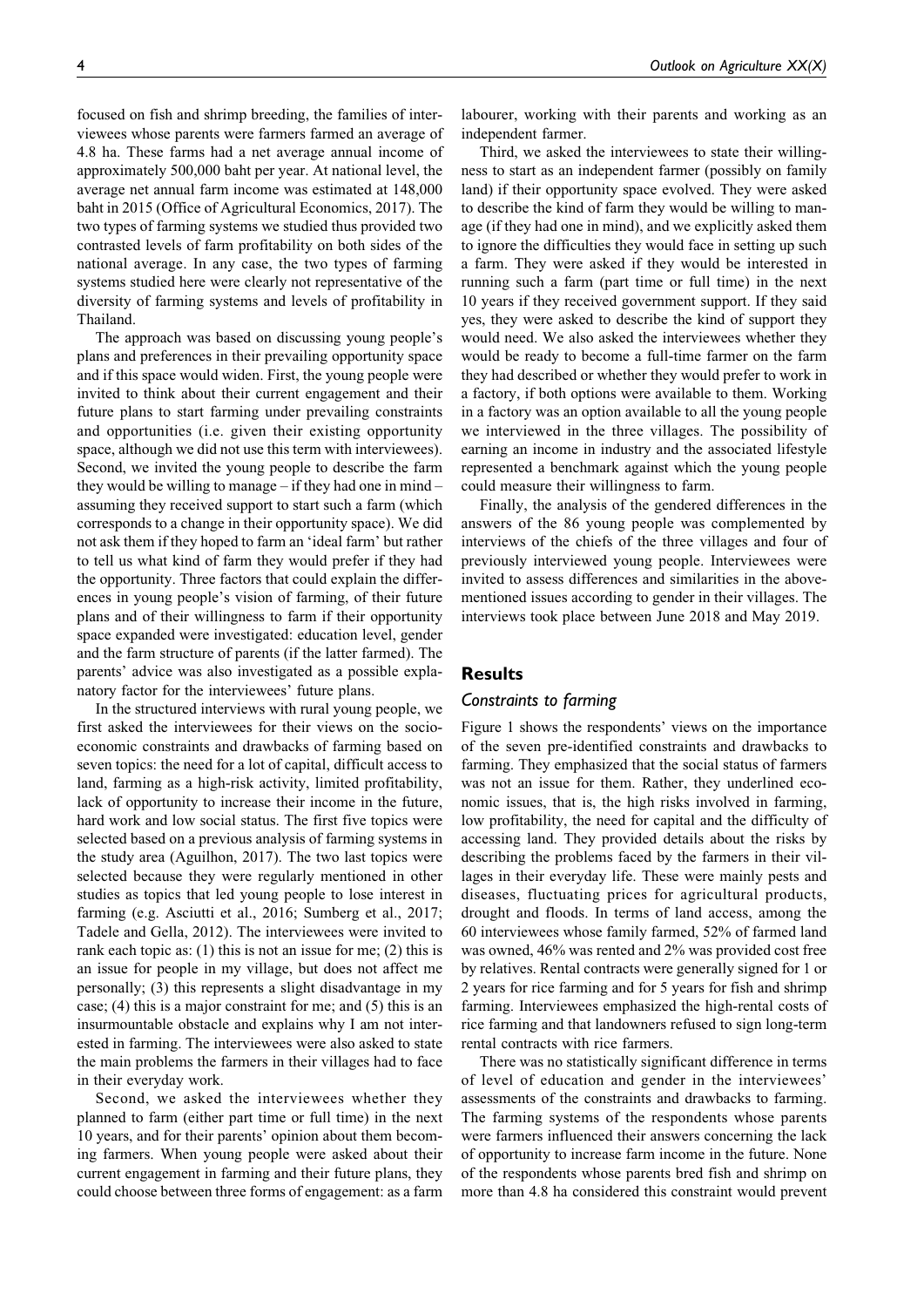focused on fish and shrimp breeding, the families of interviewees whose parents were farmers farmed an average of 4.8 ha. These farms had a net average annual income of approximately 500,000 baht per year. At national level, the average net annual farm income was estimated at 148,000 baht in 2015 (Office of Agricultural Economics, 2017). The two types of farming systems we studied thus provided two contrasted levels of farm profitability on both sides of the national average. In any case, the two types of farming systems studied here were clearly not representative of the diversity of farming systems and levels of profitability in Thailand.

The approach was based on discussing young people's plans and preferences in their prevailing opportunity space and if this space would widen. First, the young people were invited to think about their current engagement and their future plans to start farming under prevailing constraints and opportunities (i.e. given their existing opportunity space, although we did not use this term with interviewees). Second, we invited the young people to describe the farm they would be willing to manage – if they had one in mind – assuming they received support to start such a farm (which corresponds to a change in their opportunity space). We did not ask them if they hoped to farm an 'ideal farm' but rather to tell us what kind of farm they would prefer if they had the opportunity. Three factors that could explain the differences in young people's vision of farming, of their future plans and of their willingness to farm if their opportunity space expanded were investigated: education level, gender and the farm structure of parents (if the latter farmed). The parents' advice was also investigated as a possible explanatory factor for the interviewees' future plans.

In the structured interviews with rural young people, we first asked the interviewees for their views on the socio-economic constraints and drawbacks of farming based on seven topics: the need for a lot of capital, difficult access to land, farming as a high-risk activity, limited profitability, lack of opportunity to increase their income in the future, hard work and low social status. The first five topics were selected based on a previous analysis of farming systems in the study area (Aguilhon, 2017). The two last topics were selected because they were regularly mentioned in other studies as topics that led young people to lose interest in farming (e.g. Asciutti et al., 2016; Sumberg et al., 2017; Tadele and Gella, 2012). The interviewees were invited to rank each topic as: (1) this is not an issue for me; (2) this is an issue for people in my village, but does not affect me personally; (3) this represents a slight disadvantage in my case; (4) this is a major constraint for me; and (5) this is an insurmountable obstacle and explains why I am not interested in farming. The interviewees were also asked to state the main problems the farmers in their villages had to face in their everyday work.

Second, we asked the interviewees whether they planned to farm (either part time or full time) in the next 10 years, and for their parents' opinion about them becoming farmers. When young people were asked about their current engagement in farming and their future plans, they could choose between three forms of engagement: as a farm labourer, working with their parents and working as an independent farmer.

Third, we asked the interviewees to state their willingness to start as an independent farmer (possibly on family land) if their opportunity space evolved. They were asked to describe the kind of farm they would be willing to manage (if they had one in mind), and we explicitly asked them to ignore the difficulties they would face in setting up such a farm. They were asked if they would be interested in running such a farm (part time or full time) in the next 10 years if they received government support. If they said yes, they were asked to describe the kind of support they would need. We also asked the interviewees whether they would be ready to become a full-time farmer on the farm they had described or whether they would prefer to work in a factory, if both options were available to them. Working in a factory was an option available to all the young people we interviewed in the three villages. The possibility of earning an income in industry and the associated lifestyle represented a benchmark against which the young people could measure their willingness to farm.

Finally, the analysis of the gendered differences in the answers of the 86 young people was complemented by interviews of the chiefs of the three villages and four of previously interviewed young people. Interviewees were invited to assess differences and similarities in the above-mentioned issues according to gender in their villages. The interviews took place between June 2018 and May 2019.

## Results

### Constraints to farming

Figure 1 shows the respondents' views on the importance of the seven pre-identified constraints and drawbacks to farming. They emphasized that the social status of farmers was not an issue for them. Rather, they underlined economic issues, that is, the high risks involved in farming, low profitability, the need for capital and the difficulty of accessing land. They provided details about the risks by describing the problems faced by the farmers in their villages in their everyday life. These were mainly pests and diseases, fluctuating prices for agricultural products, drought and floods. In terms of land access, among the 60 interviewees whose family farmed, 52% of farmed land was owned, 46% was rented and 2% was provided cost free by relatives. Rental contracts were generally signed for 1 or 2 years for rice farming and for 5 years for fish and shrimp farming. Interviewees emphasized the high-rental costs of rice farming and that landowners refused to sign long-term rental contracts with rice farmers.

There was no statistically significant difference in terms of level of education and gender in the interviewees' assessments of the constraints and drawbacks to farming. The farming systems of the respondents whose parents were farmers influenced their answers concerning the lack of opportunity to increase farm income in the future. None of the respondents whose parents bred fish and shrimp on more than 4.8 ha considered this constraint would prevent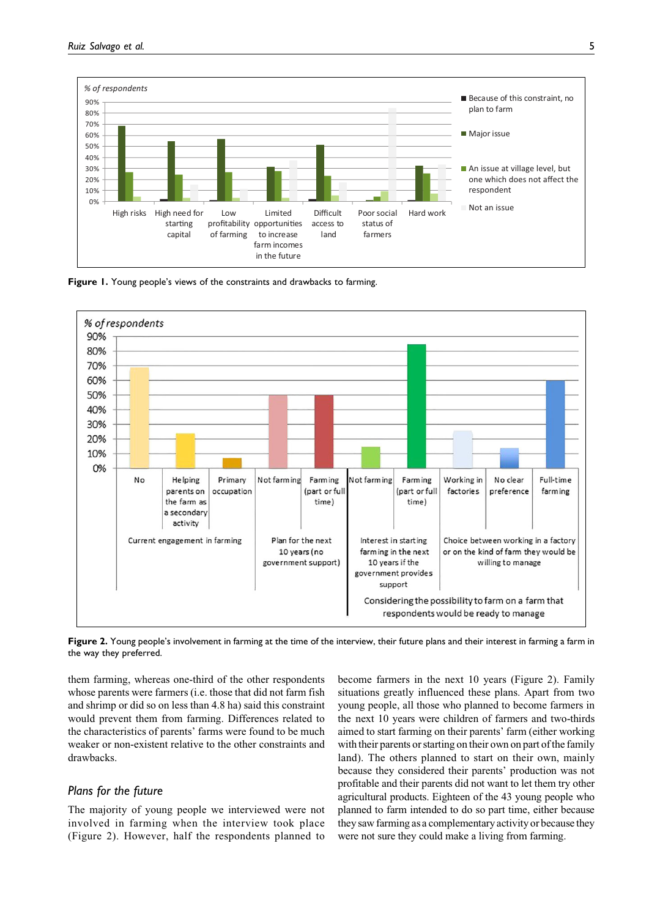Figure 1. Young people's views of the constraints and drawbacks to farming.

Figure 2. Young people's involvement in farming at the time of the interview, their future plans and their interest in farming a farm in the way they preferred.

them farming, whereas one-third of the other respondents whose parents were farmers (i.e. those that did not farm fish and shrimp or did so on less than 4.8 ha) said this constraint would prevent them from farming. Differences related to the characteristics of parents' farms were found to be much weaker or non-existent relative to the other constraints and drawbacks.

## *Plans for the future*

The majority of young people we interviewed were not involved in farming when the interview took place (Figure 2). However, half the respondents planned to become farmers in the next 10 years (Figure 2). Family situations greatly influenced these plans. Apart from two young people, all those who planned to become farmers in the next 10 years were children of farmers and two-thirds aimed to start farming on their parents' farm (either working with their parents or starting on their own on part of the family land). The others planned to start on their own, mainly because they considered their parents' production was not profitable and their parents did not want to let them try other agricultural products. Eighteen of the 43 young people who planned to farm intended to do so part time, either because they saw farming as a complementary activity or because they were not sure they could make a living from farming.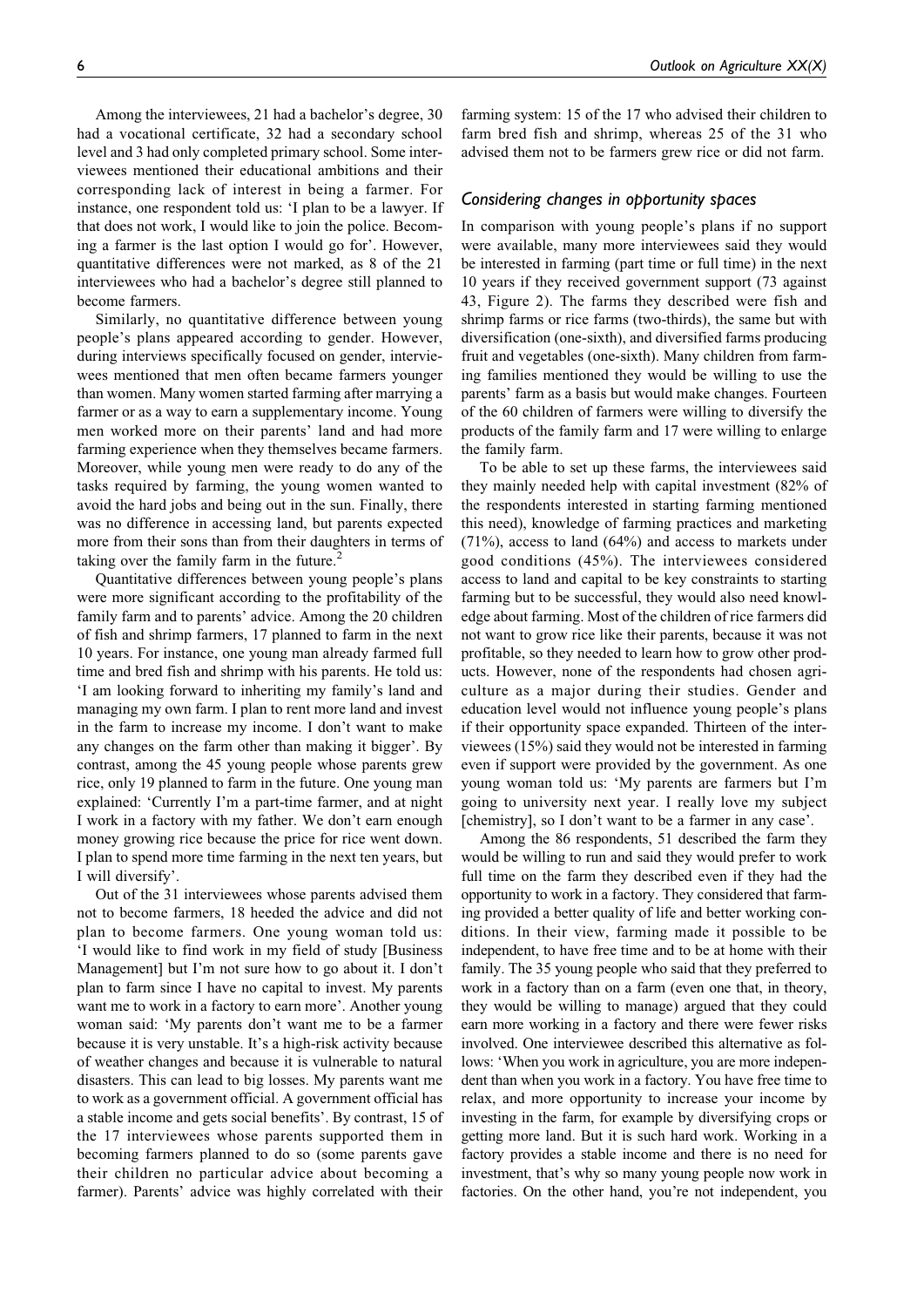Among the interviewees, 21 had a bachelor's degree, 30 had a vocational certificate, 32 had a secondary school level and 3 had only completed primary school. Some interviewees mentioned their educational ambitions and their corresponding lack of interest in being a farmer. For instance, one respondent told us: 'I plan to be a lawyer. If that does not work, I would like to join the police. Becoming a farmer is the last option I would go for'. However, quantitative differences were not marked, as 8 of the 21 interviewees who had a bachelor's degree still planned to become farmers.

Similarly, no quantitative difference between young people's plans appeared according to gender. However, during interviews specifically focused on gender, interviewees mentioned that men often became farmers younger than women. Many women started farming after marrying a farmer or as a way to earn a supplementary income. Young men worked more on their parents' land and had more farming experience when they themselves became farmers. Moreover, while young men were ready to do any of the tasks required by farming, the young women wanted to avoid the hard jobs and being out in the sun. Finally, there was no difference in accessing land, but parents expected more from their sons than from their daughters in terms of taking over the family farm in the future.[2]

Quantitative differences between young people's plans were more significant according to the profitability of the family farm and to parents' advice. Among the 20 children of fish and shrimp farmers, 17 planned to farm in the next 10 years. For instance, one young man already farmed full time and bred fish and shrimp with his parents. He told us: 'I am looking forward to inheriting my family's land and managing my own farm. I plan to rent more land and invest in the farm to increase my income. I don't want to make any changes on the farm other than making it bigger'. By contrast, among the 45 young people whose parents grew rice, only 19 planned to farm in the future. One young man explained: 'Currently I'm a part-time farmer, and at night I work in a factory with my father. We don't earn enough money growing rice because the price for rice went down. I plan to spend more time farming in the next ten years, but I will diversify'.

Out of the 31 interviewees whose parents advised them not to become farmers, 18 heeded the advice and did not plan to become farmers. One young woman told us: 'I would like to find work in my field of study [Business Management] but I'm not sure how to go about it. I don't plan to farm since I have no capital to invest. My parents want me to work in a factory to earn more'. Another young woman said: 'My parents don't want me to be a farmer because it is very unstable. It's a high-risk activity because of weather changes and because it is vulnerable to natural disasters. This can lead to big losses. My parents want me to work as a government official. A government official has a stable income and gets social benefits'. By contrast, 15 of the 17 interviewees whose parents supported them in becoming farmers planned to do so (some parents gave their children no particular advice about becoming a farmer). Parents' advice was highly correlated with their farming system: 15 of the 17 who advised their children to farm bred fish and shrimp, whereas 25 of the 31 who advised them not to be farmers grew rice or did not farm.

### *Considering changes in opportunity spaces*

In comparison with young people's plans if no support were available, many more interviewees said they would be interested in farming (part time or full time) in the next 10 years if they received government support (73 against 43, Figure 2). The farms they described were fish and shrimp farms or rice farms (two-thirds), the same but with diversification (one-sixth), and diversified farms producing fruit and vegetables (one-sixth). Many children from farming families mentioned they would be willing to use the parents' farm as a basis but would make changes. Fourteen of the 60 children of farmers were willing to diversify the products of the family farm and 17 were willing to enlarge the family farm.

To be able to set up these farms, the interviewees said they mainly needed help with capital investment (82% of the respondents interested in starting farming mentioned this need), knowledge of farming practices and marketing (71%), access to land (64%) and access to markets under good conditions (45%). The interviewees considered access to land and capital to be key constraints to starting farming but to be successful, they would also need knowledge about farming. Most of the children of rice farmers did not want to grow rice like their parents, because it was not profitable, so they needed to learn how to grow other products. However, none of the respondents had chosen agriculture as a major during their studies. Gender and education level would not influence young people's plans if their opportunity space expanded. Thirteen of the interviewees (15%) said they would not be interested in farming even if support were provided by the government. As one young woman told us: 'My parents are farmers but I'm going to university next year. I really love my subject [chemistry], so I don't want to be a farmer in any case'.

Among the 86 respondents, 51 described the farm they would be willing to run and said they would prefer to work full time on the farm they described even if they had the opportunity to work in a factory. They considered that farming provided a better quality of life and better working conditions. In their view, farming made it possible to be independent, to have free time and to be at home with their family. The 35 young people who said that they preferred to work in a factory than on a farm (even one that, in theory, they would be willing to manage) argued that they could earn more working in a factory and there were fewer risks involved. One interviewee described this alternative as follows: 'When you work in agriculture, you are more independent than when you work in a factory. You have free time to relax, and more opportunity to increase your income by investing in the farm, for example by diversifying crops or getting more land. But it is such hard work. Working in a factory provides a stable income and there is no need for investment, that's why so many young people now work in factories. On the other hand, you're not independent, you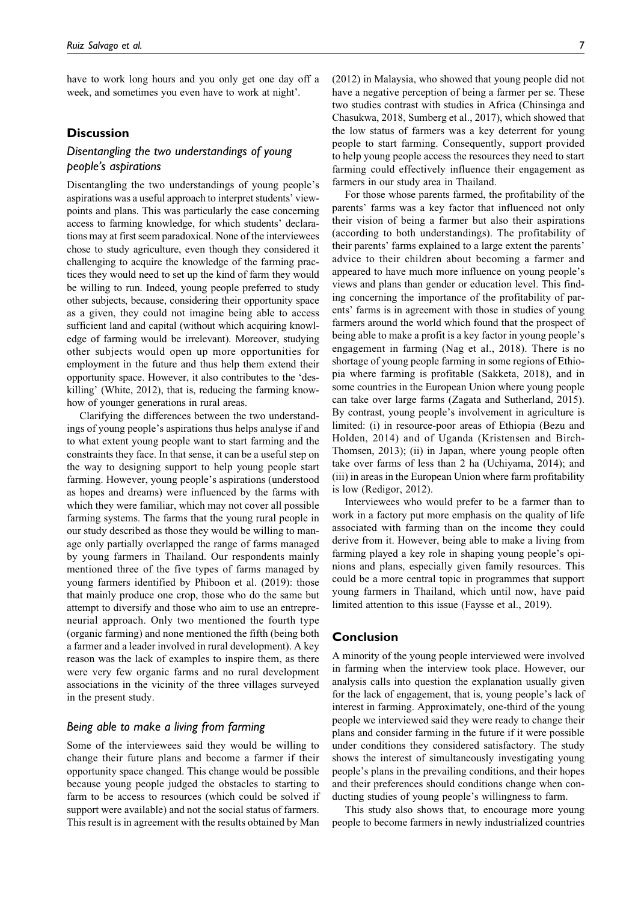have to work long hours and you only get one day off a week, and sometimes you even have to work at night'.

## Discussion

### Disentangling the two understandings of young people's aspirations

Disentangling the two understandings of young people's aspirations was a useful approach to interpret students' viewpoints and plans. This was particularly the case concerning access to farming knowledge, for which students' declarations may at first seem paradoxical. None of the interviewees chose to study agriculture, even though they considered it challenging to acquire the knowledge of the farming practices they would need to set up the kind of farm they would be willing to run. Indeed, young people preferred to study other subjects, because, considering their opportunity space as a given, they could not imagine being able to access sufficient land and capital (without which acquiring knowledge of farming would be irrelevant). Moreover, studying other subjects would open up more opportunities for employment in the future and thus help them extend their opportunity space. However, it also contributes to the 'deskilling' (White, 2012), that is, reducing the farming knowhow of younger generations in rural areas.

Clarifying the differences between the two understandings of young people's aspirations thus helps analyse if and to what extent young people want to start farming and the constraints they face. In that sense, it can be a useful step on the way to designing support to help young people start farming. However, young people's aspirations (understood as hopes and dreams) were influenced by the farms with which they were familiar, which may not cover all possible farming systems. The farms that the young rural people in our study described as those they would be willing to manage only partially overlapped the range of farms managed by young farmers in Thailand. Our respondents mainly mentioned three of the five types of farms managed by young farmers identified by Phiboon et al. (2019): those that mainly produce one crop, those who do the same but attempt to diversify and those who aim to use an entrepreneurial approach. Only two mentioned the fourth type (organic farming) and none mentioned the fifth (being both a farmer and a leader involved in rural development). A key reason was the lack of examples to inspire them, as there were very few organic farms and no rural development associations in the vicinity of the three villages surveyed in the present study.

### Being able to make a living from farming

Some of the interviewees said they would be willing to change their future plans and become a farmer if their opportunity space changed. This change would be possible because young people judged the obstacles to starting to farm to be access to resources (which could be solved if support were available) and not the social status of farmers. This result is in agreement with the results obtained by Man (2012) in Malaysia, who showed that young people did not have a negative perception of being a farmer per se. These two studies contrast with studies in Africa (Chinsinga and Chasukwa, 2018, Sumberg et al., 2017), which showed that the low status of farmers was a key deterrent for young people to start farming. Consequently, support provided to help young people access the resources they need to start farming could effectively influence their engagement as farmers in our study area in Thailand.

For those whose parents farmed, the profitability of the parents' farms was a key factor that influenced not only their vision of being a farmer but also their aspirations (according to both understandings). The profitability of their parents' farms explained to a large extent the parents' advice to their children about becoming a farmer and appeared to have much more influence on young people's views and plans than gender or education level. This finding concerning the importance of the profitability of parents' farms is in agreement with those in studies of young farmers around the world which found that the prospect of being able to make a profit is a key factor in young people's engagement in farming (Nag et al., 2018). There is no shortage of young people farming in some regions of Ethiopia where farming is profitable (Sakketa, 2018), and in some countries in the European Union where young people can take over large farms (Zagata and Sutherland, 2015). By contrast, young people's involvement in agriculture is limited: (i) in resource-poor areas of Ethiopia (Bezu and Holden, 2014) and of Uganda (Kristensen and Birch-Thomsen, 2013); (ii) in Japan, where young people often take over farms of less than 2 ha (Uchiyama, 2014); and (iii) in areas in the European Union where farm profitability is low (Redigor, 2012).

Interviewees who would prefer to be a farmer than to work in a factory put more emphasis on the quality of life associated with farming than on the income they could derive from it. However, being able to make a living from farming played a key role in shaping young people's opinions and plans, especially given family resources. This could be a more central topic in programmes that support young farmers in Thailand, which until now, have paid limited attention to this issue (Faysse et al., 2019).

## Conclusion

A minority of the young people interviewed were involved in farming when the interview took place. However, our analysis calls into question the explanation usually given for the lack of engagement, that is, young people's lack of interest in farming. Approximately, one-third of the young people we interviewed said they were ready to change their plans and consider farming in the future if it were possible under conditions they considered satisfactory. The study shows the interest of simultaneously investigating young people's plans in the prevailing conditions, and their hopes and their preferences should conditions change when conducting studies of young people's willingness to farm.

This study also shows that, to encourage more young people to become farmers in newly industrialized countries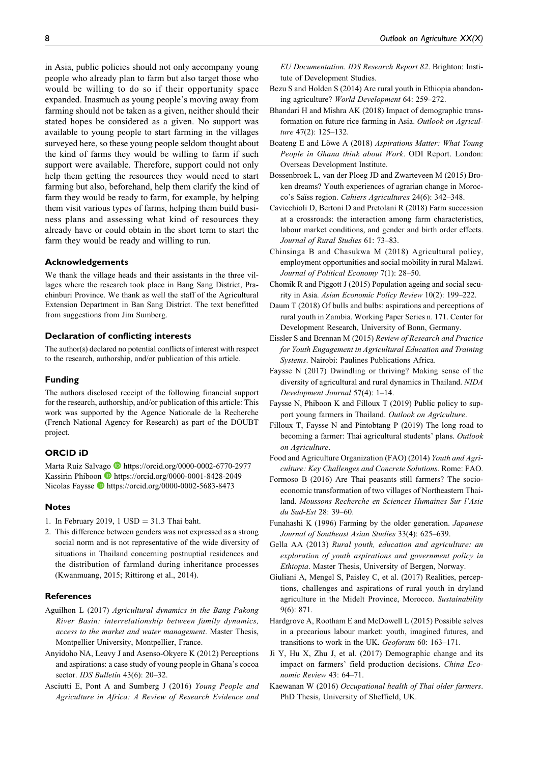in Asia, public policies should not only accompany young people who already plan to farm but also target those who would be willing to do so if their opportunity space expanded. Inasmuch as young people's moving away from farming should not be taken as a given, neither should their stated hopes be considered as a given. No support was available to young people to start farming in the villages surveyed here, so these young people seldom thought about the kind of farms they would be willing to farm if such support were available. Therefore, support could not only help them getting the resources they would need to start farming but also, beforehand, help them clarify the kind of farm they would be ready to farm, for example, by helping them visit various types of farms, helping them build business plans and assessing what kind of resources they already have or could obtain in the short term to start the farm they would be ready and willing to run.

## Acknowledgements

We thank the village heads and their assistants in the three villages where the research took place in Bang Sang District, Prachinburi Province. We thank as well the staff of the Agricultural Extension Department in Ban Sang District. The text benefitted from suggestions from Jim Sumberg.

## Declaration of conflicting interests

The author(s) declared no potential conflicts of interest with respect to the research, authorship, and/or publication of this article.

## Funding

The authors disclosed receipt of the following financial support for the research, authorship, and/or publication of this article: This work was supported by the Agence Nationale de la Recherche (French National Agency for Research) as part of the DOUBT project.

## ORCID iD

Marta Ruiz Salvago https://orcid.org/0000-0002-6770-2977
Kassirin Phiboon https://orcid.org/0000-0001-8428-2049
Nicolas Faysse https://orcid.org/0000-0002-5683-8473

## Notes

1. In February 2019, 1 USD = 31.3 Thai baht.
2. This difference between genders was not expressed as a strong social norm and is not representative of the wide diversity of situations in Thailand concerning postnuptial residences and the distribution of farmland during inheritance processes (Kwanmuang, 2015; Rittirong et al., 2014).

## References

Aguilhon L (2017) *Agricultural dynamics in the Bang Pakong River Basin: interrelationship between family dynamics, access to the market and water management*. Master Thesis, Montpellier University, Montpellier, France.

Anyidoho NA, Leavy J and Asenso-Okyere K (2012) Perceptions and aspirations: a case study of young people in Ghana's cocoa sector. *IDS Bulletin* 43(6): 20–32.

Asciutti E, Pont A and Sumberg J (2016) *Young People and Agriculture in Africa: A Review of Research Evidence and EU Documentation. IDS Research Report 82*. Brighton: Institute of Development Studies.

Bezu S and Holden S (2014) Are rural youth in Ethiopia abandoning agriculture? *World Development* 64: 259–272.

Bhandari H and Mishra AK (2018) Impact of demographic transformation on future rice farming in Asia. *Outlook on Agriculture* 47(2): 125–132.

Boateng E and Löwe A (2018) *Aspirations Matter: What Young People in Ghana think about Work*. ODI Report. London: Overseas Development Institute.

Bossenbroek L, van der Ploeg JD and Zwarteveen M (2015) Broken dreams? Youth experiences of agrarian change in Morocco's Saïss region. *Cahiers Agricultures* 24(6): 342–348.

Cavicchioli D, Bertoni D and Pretolani R (2018) Farm succession at a crossroads: the interaction among farm characteristics, labour market conditions, and gender and birth order effects. *Journal of Rural Studies* 61: 73–83.

Chinsinga B and Chasukwa M (2018) Agricultural policy, employment opportunities and social mobility in rural Malawi. *Journal of Political Economy* 7(1): 28–50.

Chomik R and Piggott J (2015) Population ageing and social security in Asia. *Asian Economic Policy Review* 10(2): 199–222.

Daum T (2018) Of bulls and bulbs: aspirations and perceptions of rural youth in Zambia. Working Paper Series n. 171. Center for Development Research, University of Bonn, Germany.

Eissler S and Brennan M (2015) *Review of Research and Practice for Youth Engagement in Agricultural Education and Training Systems*. Nairobi: Paulines Publications Africa.

Faysse N (2017) Dwindling or thriving? Making sense of the diversity of agricultural and rural dynamics in Thailand. *NIDA Development Journal* 57(4): 1–14.

Faysse N, Phiboon K and Filloux T (2019) Public policy to support young farmers in Thailand. *Outlook on Agriculture*.

Filloux T, Faysse N and Pintobtang P (2019) The long road to becoming a farmer: Thai agricultural students' plans. *Outlook on Agriculture*.

Food and Agriculture Organization (FAO) (2014) *Youth and Agriculture: Key Challenges and Concrete Solutions*. Rome: FAO.

Formoso B (2016) Are Thai peasants still farmers? The socioeconomic transformation of two villages of Northeastern Thailand. *Moussons Recherche en Sciences Humaines Sur l'Asie du Sud-Est* 28: 39–60.

Funahashi K (1996) Farming by the older generation. *Japanese Journal of Southeast Asian Studies* 33(4): 625–639.

Gella AA (2013) *Rural youth, education and agriculture: an exploration of youth aspirations and government policy in Ethiopia*. Master Thesis, University of Bergen, Norway.

Giuliani A, Mengel S, Paisley C, et al. (2017) Realities, perceptions, challenges and aspirations of rural youth in dryland agriculture in the Midelt Province, Morocco. *Sustainability* 9(6): 871.

Hardgrove A, Rootham E and McDowell L (2015) Possible selves in a precarious labour market: youth, imagined futures, and transitions to work in the UK. *Geoforum* 60: 163–171.

Ji Y, Hu X, Zhu J, et al. (2017) Demographic change and its impact on farmers' field production decisions. *China Economic Review* 43: 64–71.

Kaewanan W (2016) *Occupational health of Thai older farmers*. PhD Thesis, University of Sheffield, UK.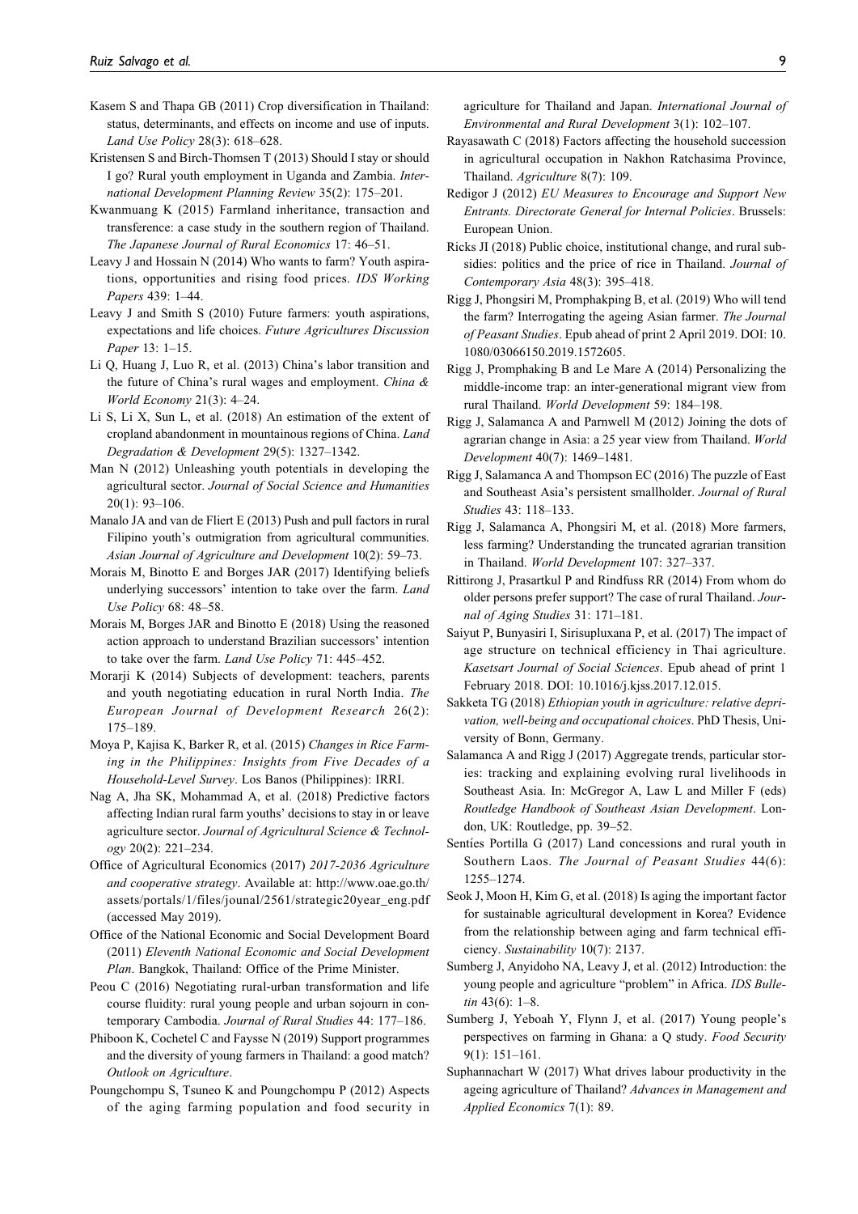Kasem S and Thapa GB (2011) Crop diversification in Thailand: status, determinants, and effects on income and use of inputs. *Land Use Policy* 28(3): 618–628.

Kristensen S and Birch-Thomsen T (2013) Should I stay or should I go? Rural youth employment in Uganda and Zambia. *International Development Planning Review* 35(2): 175–201.

Kwanmuang K (2015) Farmland inheritance, transaction and transference: a case study in the southern region of Thailand. *The Japanese Journal of Rural Economics* 17: 46–51.

Leavy J and Hossain N (2014) Who wants to farm? Youth aspirations, opportunities and rising food prices. *IDS Working Papers* 439: 1–44.

Leavy J and Smith S (2010) Future farmers: youth aspirations, expectations and life choices. *Future Agricultures Discussion Paper* 13: 1–15.

Li Q, Huang J, Luo R, et al. (2013) China's labor transition and the future of China's rural wages and employment. *China & World Economy* 21(3): 4–24.

Li S, Li X, Sun L, et al. (2018) An estimation of the extent of cropland abandonment in mountainous regions of China. *Land Degradation & Development* 29(5): 1327–1342.

Man N (2012) Unleashing youth potentials in developing the agricultural sector. *Journal of Social Science and Humanities* 20(1): 93–106.

Manalo JA and van de Fliert E (2013) Push and pull factors in rural Filipino youth's outmigration from agricultural communities. *Asian Journal of Agriculture and Development* 10(2): 59–73.

Morais M, Binotto E and Borges JAR (2017) Identifying beliefs underlying successors' intention to take over the farm. *Land Use Policy* 68: 48–58.

Morais M, Borges JAR and Binotto E (2018) Using the reasoned action approach to understand Brazilian successors' intention to take over the farm. *Land Use Policy* 71: 445–452.

Morarji K (2014) Subjects of development: teachers, parents and youth negotiating education in rural North India. *The European Journal of Development Research* 26(2): 175–189.

Moya P, Kajisa K, Barker R, et al. (2015) *Changes in Rice Farming in the Philippines: Insights from Five Decades of a Household-Level Survey*. Los Banos (Philippines): IRRI.

Nag A, Jha SK, Mohammad A, et al. (2018) Predictive factors affecting Indian rural farm youths' decisions to stay in or leave agriculture sector. *Journal of Agricultural Science & Technology* 20(2): 221–234.

Office of Agricultural Economics (2017) *2017-2036 Agriculture and cooperative strategy*. Available at: http://www.oae.go.th/assets/portals/1/files/jounal/2561/strategic20year_eng.pdf (accessed May 2019).

Office of the National Economic and Social Development Board (2011) *Eleventh National Economic and Social Development Plan*. Bangkok, Thailand: Office of the Prime Minister.

Peou C (2016) Negotiating rural-urban transformation and life course fluidity: rural young people and urban sojourn in contemporary Cambodia. *Journal of Rural Studies* 44: 177–186.

Phiboon K, Cochetel C and Faysse N (2019) Support programmes and the diversity of young farmers in Thailand: a good match? *Outlook on Agriculture*.

Poungchompu S, Tsuneo K and Poungchompu P (2012) Aspects of the aging farming population and food security in agriculture for Thailand and Japan. *International Journal of Environmental and Rural Development* 3(1): 102–107.

Rayasawath C (2018) Factors affecting the household succession in agricultural occupation in Nakhon Ratchasima Province, Thailand. *Agriculture* 8(7): 109.

Redigor J (2012) *EU Measures to Encourage and Support New Entrants. Directorate General for Internal Policies*. Brussels: European Union.

Ricks JI (2018) Public choice, institutional change, and rural subsidies: politics and the price of rice in Thailand. *Journal of Contemporary Asia* 48(3): 395–418.

Rigg J, Phongsiri M, Promphakping B, et al. (2019) Who will tend the farm? Interrogating the ageing Asian farmer. *The Journal of Peasant Studies*. Epub ahead of print 2 April 2019. DOI: 10.1080/03066150.2019.1572605.

Rigg J, Promphaking B and Le Mare A (2014) Personalizing the middle-income trap: an inter-generational migrant view from rural Thailand. *World Development* 59: 184–198.

Rigg J, Salamanca A and Parnwell M (2012) Joining the dots of agrarian change in Asia: a 25 year view from Thailand. *World Development* 40(7): 1469–1481.

Rigg J, Salamanca A and Thompson EC (2016) The puzzle of East and Southeast Asia's persistent smallholder. *Journal of Rural Studies* 43: 118–133.

Rigg J, Salamanca A, Phongsiri M, et al. (2018) More farmers, less farming? Understanding the truncated agrarian transition in Thailand. *World Development* 107: 327–337.

Rittirong J, Prasartkul P and Rindfuss RR (2014) From whom do older persons prefer support? The case of rural Thailand. *Journal of Aging Studies* 31: 171–181.

Saiyut P, Bunyasiri I, Sirisupluxana P, et al. (2017) The impact of age structure on technical efficiency in Thai agriculture. *Kasetsart Journal of Social Sciences*. Epub ahead of print 1 February 2018. DOI: 10.1016/j.kjss.2017.12.015.

Sakketa TG (2018) *Ethiopian youth in agriculture: relative deprivation, well-being and occupational choices*. PhD Thesis, University of Bonn, Germany.

Salamanca A and Rigg J (2017) Aggregate trends, particular stories: tracking and explaining evolving rural livelihoods in Southeast Asia. In: McGregor A, Law L and Miller F (eds) *Routledge Handbook of Southeast Asian Development*. London, UK: Routledge, pp. 39–52.

Sentíes Portilla G (2017) Land concessions and rural youth in Southern Laos. *The Journal of Peasant Studies* 44(6): 1255–1274.

Seok J, Moon H, Kim G, et al. (2018) Is aging the important factor for sustainable agricultural development in Korea? Evidence from the relationship between aging and farm technical efficiency. *Sustainability* 10(7): 2137.

Sumberg J, Anyidoho NA, Leavy J, et al. (2012) Introduction: the young people and agriculture "problem" in Africa. *IDS Bulletin* 43(6): 1–8.

Sumberg J, Yeboah Y, Flynn J, et al. (2017) Young people's perspectives on farming in Ghana: a Q study. *Food Security* 9(1): 151–161.

Suphannachart W (2017) What drives labour productivity in the ageing agriculture of Thailand? *Advances in Management and Applied Economics* 7(1): 89.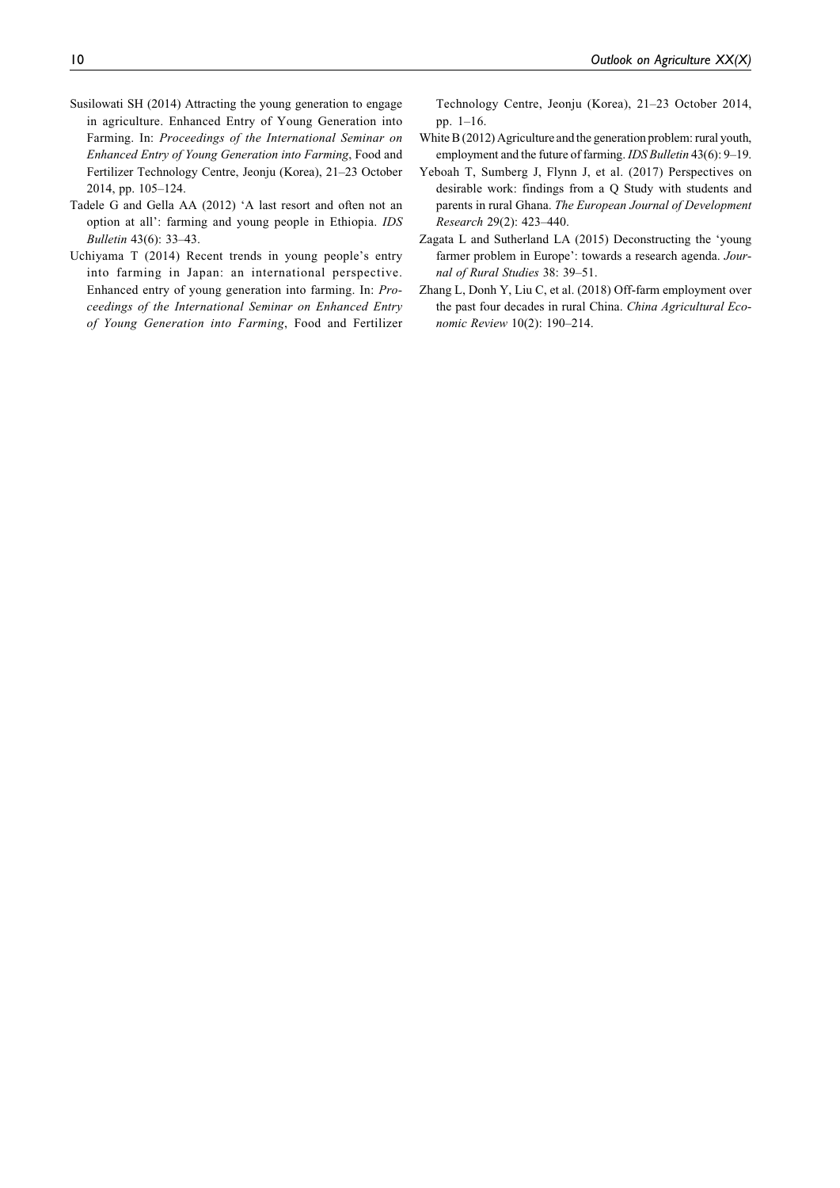Susilowati SH (2014) Attracting the young generation to engage in agriculture. Enhanced Entry of Young Generation into Farming. In: *Proceedings of the International Seminar on Enhanced Entry of Young Generation into Farming*, Food and Fertilizer Technology Centre, Jeonju (Korea), 21–23 October 2014, pp. 105–124.

Tadele G and Gella AA (2012) 'A last resort and often not an option at all': farming and young people in Ethiopia. *IDS Bulletin* 43(6): 33–43.

Uchiyama T (2014) Recent trends in young people's entry into farming in Japan: an international perspective. Enhanced entry of young generation into farming. In: *Proceedings of the International Seminar on Enhanced Entry of Young Generation into Farming*, Food and Fertilizer Technology Centre, Jeonju (Korea), 21–23 October 2014, pp. 1–16.

White B (2012) Agriculture and the generation problem: rural youth, employment and the future of farming. *IDS Bulletin* 43(6): 9–19.

Yeboah T, Sumberg J, Flynn J, et al. (2017) Perspectives on desirable work: findings from a Q Study with students and parents in rural Ghana. *The European Journal of Development Research* 29(2): 423–440.

Zagata L and Sutherland LA (2015) Deconstructing the 'young farmer problem in Europe': towards a research agenda. *Journal of Rural Studies* 38: 39–51.

Zhang L, Donh Y, Liu C, et al. (2018) Off-farm employment over the past four decades in rural China. *China Agricultural Economic Review* 10(2): 190–214.